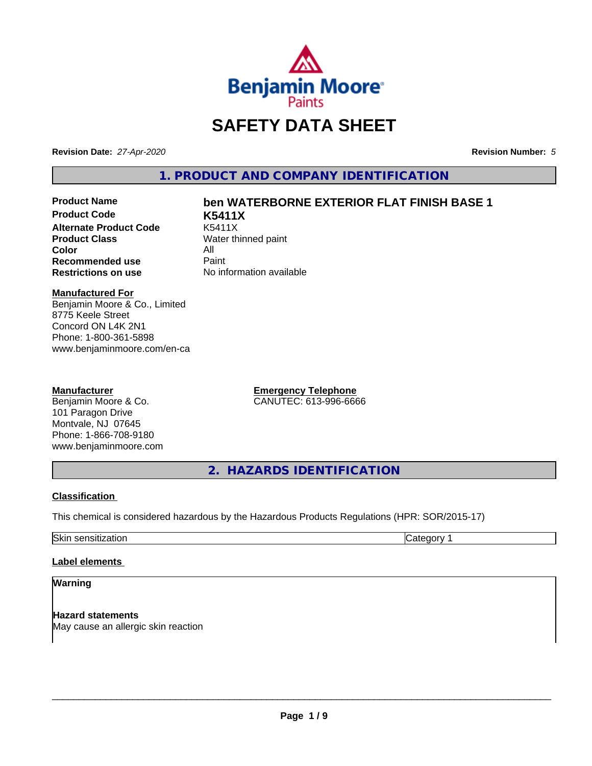# SAFETY DATA SHEET

**Revision Date:** *27-Apr-2020* **Revision Number:** *5*

## 1. PRODUCT AND COMPANY IDENTIFICATION

| | |
|---|---|
| **Product Name** | **ben WATERBORNE EXTERIOR FLAT FINISH BASE 1** |
| **Product Code** | **K5411X** |
| **Alternate Product Code** | K5411X |
| **Product Class** | Water thinned paint |
| **Color** | All |
| **Recommended use** | Paint |
| **Restrictions on use** | No information available |

**Manufactured For**
Benjamin Moore & Co., Limited
8775 Keele Street
Concord ON L4K 2N1
Phone: 1-800-361-5898
www.benjaminmoore.com/en-ca

**Manufacturer**
Benjamin Moore & Co.
101 Paragon Drive
Montvale, NJ 07645
Phone: 1-866-708-9180
www.benjaminmoore.com

**Emergency Telephone**
CANUTEC: 613-996-6666

## 2. HAZARDS IDENTIFICATION

**Classification**

This chemical is considered hazardous by the Hazardous Products Regulations (HPR: SOR/2015-17)

| | |
|---|---|
| Skin sensitization | Category 1 |

**Label elements**

**Warning**

**Hazard statements**
May cause an allergic skin reaction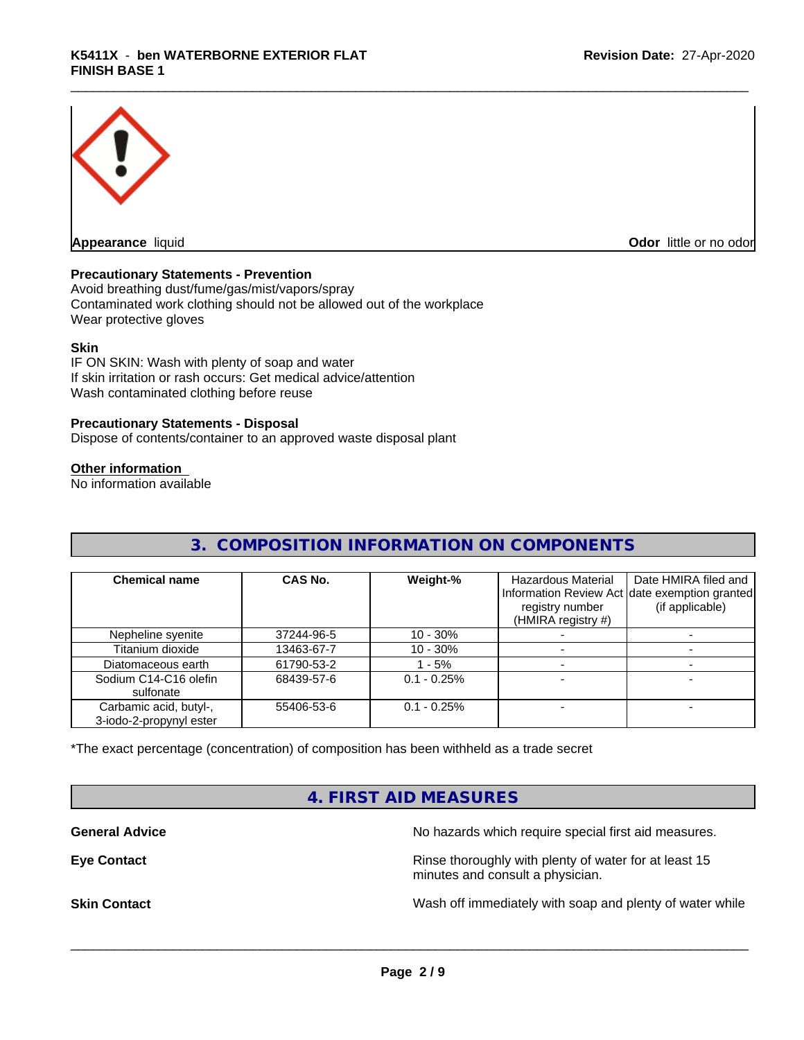**Appearance** liquid

**Odor** little or no odor

### Precautionary Statements - Prevention

Avoid breathing dust/fume/gas/mist/vapors/spray
Contaminated work clothing should not be allowed out of the workplace
Wear protective gloves

### Skin

IF ON SKIN: Wash with plenty of soap and water
If skin irritation or rash occurs: Get medical advice/attention
Wash contaminated clothing before reuse

### Precautionary Statements - Disposal

Dispose of contents/container to an approved waste disposal plant

### Other information

No information available

## 3. COMPOSITION INFORMATION ON COMPONENTS

| Chemical name | CAS No. | Weight-% | Hazardous Material Information Review Act registry number (HMIRA registry #) | Date HMIRA filed and date exemption granted (if applicable) |
|---|---|---|---|---|
| Nepheline syenite | 37244-96-5 | 10 - 30% | - | - |
| Titanium dioxide | 13463-67-7 | 10 - 30% | - | - |
| Diatomaceous earth | 61790-53-2 | 1 - 5% | - | - |
| Sodium C14-C16 olefin sulfonate | 68439-57-6 | 0.1 - 0.25% | - | - |
| Carbamic acid, butyl-, 3-iodo-2-propynyl ester | 55406-53-6 | 0.1 - 0.25% | - | - |

*The exact percentage (concentration) of composition has been withheld as a trade secret

## 4. FIRST AID MEASURES

**General Advice** No hazards which require special first aid measures.

**Eye Contact** Rinse thoroughly with plenty of water for at least 15 minutes and consult a physician.

**Skin Contact** Wash off immediately with soap and plenty of water while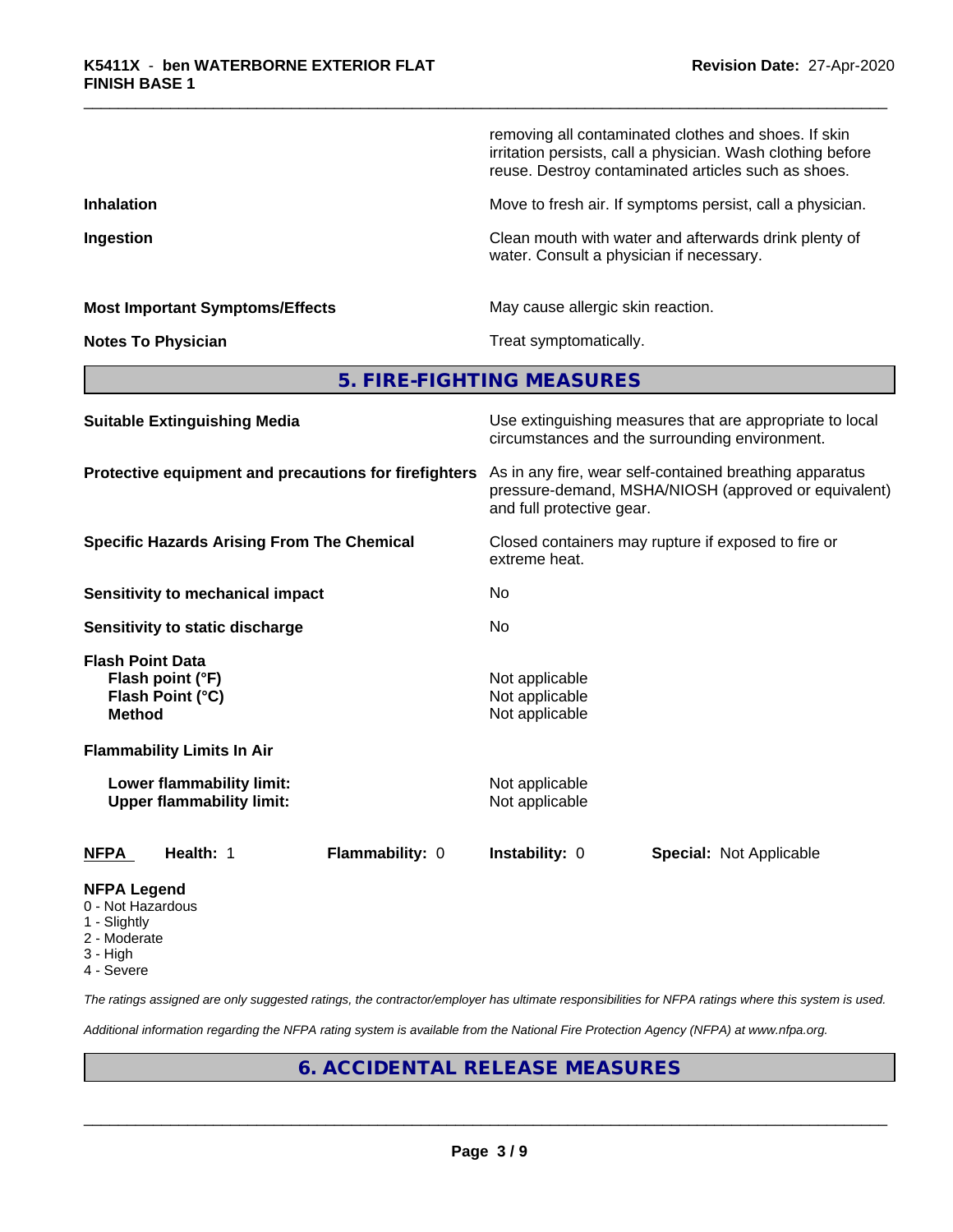removing all contaminated clothes and shoes. If skin irritation persists, call a physician. Wash clothing before reuse. Destroy contaminated articles such as shoes.

| | |
|---|---|
| **Inhalation** | Move to fresh air. If symptoms persist, call a physician. |
| **Ingestion** | Clean mouth with water and afterwards drink plenty of water. Consult a physician if necessary. |
| **Most Important Symptoms/Effects** | May cause allergic skin reaction. |
| **Notes To Physician** | Treat symptomatically. |

## 5. FIRE-FIGHTING MEASURES

| | |
|---|---|
| **Suitable Extinguishing Media** | Use extinguishing measures that are appropriate to local circumstances and the surrounding environment. |
| **Protective equipment and precautions for firefighters** | As in any fire, wear self-contained breathing apparatus pressure-demand, MSHA/NIOSH (approved or equivalent) and full protective gear. |
| **Specific Hazards Arising From The Chemical** | Closed containers may rupture if exposed to fire or extreme heat. |
| **Sensitivity to mechanical impact** | No |
| **Sensitivity to static discharge** | No |

**Flash Point Data**

| | |
|---|---|
| **Flash point (°F)** | Not applicable |
| **Flash Point (°C)** | Not applicable |
| **Method** | Not applicable |

**Flammability Limits In Air**

| | |
|---|---|
| **Lower flammability limit:** | Not applicable |
| **Upper flammability limit:** | Not applicable |

| **NFPA** | **Health:** 1 | **Flammability:** 0 | **Instability:** 0 | **Special:** Not Applicable |
|---|---|---|---|---|

**NFPA Legend**
- 0 - Not Hazardous
- 1 - Slightly
- 2 - Moderate
- 3 - High
- 4 - Severe

*The ratings assigned are only suggested ratings, the contractor/employer has ultimate responsibilities for NFPA ratings where this system is used.*

*Additional information regarding the NFPA rating system is available from the National Fire Protection Agency (NFPA) at www.nfpa.org.*

## 6. ACCIDENTAL RELEASE MEASURES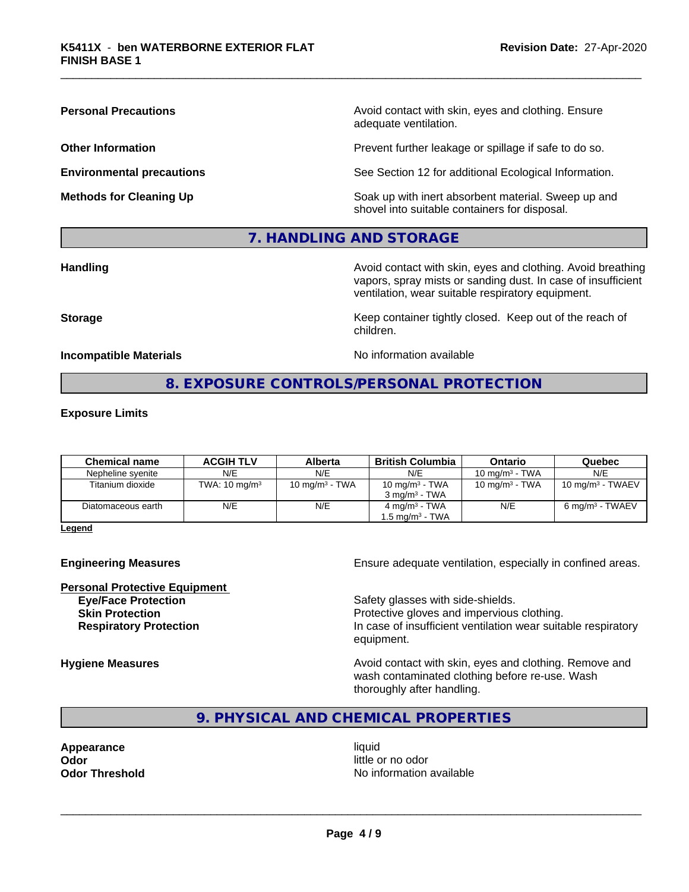**Personal Precautions** Avoid contact with skin, eyes and clothing. Ensure adequate ventilation.

**Other Information** Prevent further leakage or spillage if safe to do so.

**Environmental precautions** See Section 12 for additional Ecological Information.

**Methods for Cleaning Up** Soak up with inert absorbent material. Sweep up and shovel into suitable containers for disposal.

## 7. HANDLING AND STORAGE

**Handling** Avoid contact with skin, eyes and clothing. Avoid breathing vapors, spray mists or sanding dust. In case of insufficient ventilation, wear suitable respiratory equipment.

**Storage** Keep container tightly closed. Keep out of the reach of children.

**Incompatible Materials** No information available

## 8. EXPOSURE CONTROLS/PERSONAL PROTECTION

**Exposure Limits**

| Chemical name | ACGIH TLV | Alberta | British Columbia | Ontario | Quebec |
|---|---|---|---|---|---|
| Nepheline syenite | N/E | N/E | N/E | 10 mg/m³ - TWA | N/E |
| Titanium dioxide | TWA: 10 mg/m³ | 10 mg/m³ - TWA | 10 mg/m³ - TWA<br>3 mg/m³ - TWA | 10 mg/m³ - TWA | 10 mg/m³ - TWAEV |
| Diatomaceous earth | N/E | N/E | 4 mg/m³ - TWA<br>1.5 mg/m³ - TWA | N/E | 6 mg/m³ - TWAEV |

**Legend**

**Engineering Measures** Ensure adequate ventilation, especially in confined areas.

**Personal Protective Equipment**

- **Eye/Face Protection** Safety glasses with side-shields.
- **Skin Protection** Protective gloves and impervious clothing.
- **Respiratory Protection** In case of insufficient ventilation wear suitable respiratory equipment.

**Hygiene Measures** Avoid contact with skin, eyes and clothing. Remove and wash contaminated clothing before re-use. Wash thoroughly after handling.

## 9. PHYSICAL AND CHEMICAL PROPERTIES

**Appearance** liquid
**Odor** little or no odor
**Odor Threshold** No information available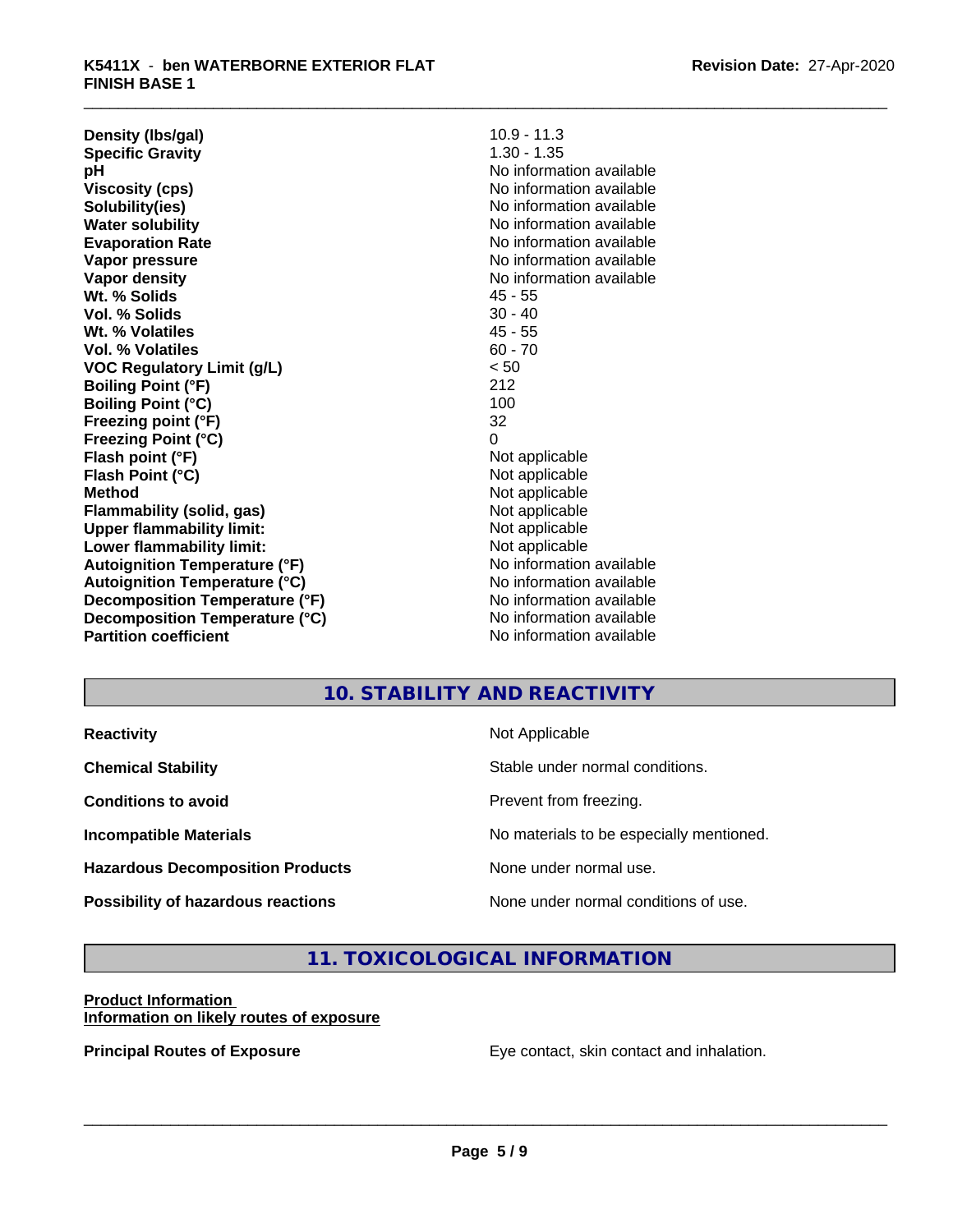| | |
|---|---|
| **Density (lbs/gal)** | 10.9 - 11.3 |
| **Specific Gravity** | 1.30 - 1.35 |
| **pH** | No information available |
| **Viscosity (cps)** | No information available |
| **Solubility(ies)** | No information available |
| **Water solubility** | No information available |
| **Evaporation Rate** | No information available |
| **Vapor pressure** | No information available |
| **Vapor density** | No information available |
| **Wt. % Solids** | 45 - 55 |
| **Vol. % Solids** | 30 - 40 |
| **Wt. % Volatiles** | 45 - 55 |
| **Vol. % Volatiles** | 60 - 70 |
| **VOC Regulatory Limit (g/L)** | < 50 |
| **Boiling Point (°F)** | 212 |
| **Boiling Point (°C)** | 100 |
| **Freezing point (°F)** | 32 |
| **Freezing Point (°C)** | 0 |
| **Flash point (°F)** | Not applicable |
| **Flash Point (°C)** | Not applicable |
| **Method** | Not applicable |
| **Flammability (solid, gas)** | Not applicable |
| **Upper flammability limit:** | Not applicable |
| **Lower flammability limit:** | Not applicable |
| **Autoignition Temperature (°F)** | No information available |
| **Autoignition Temperature (°C)** | No information available |
| **Decomposition Temperature (°F)** | No information available |
| **Decomposition Temperature (°C)** | No information available |
| **Partition coefficient** | No information available |

## 10. STABILITY AND REACTIVITY

| | |
|---|---|
| **Reactivity** | Not Applicable |
| **Chemical Stability** | Stable under normal conditions. |
| **Conditions to avoid** | Prevent from freezing. |
| **Incompatible Materials** | No materials to be especially mentioned. |
| **Hazardous Decomposition Products** | None under normal use. |
| **Possibility of hazardous reactions** | None under normal conditions of use. |

## 11. TOXICOLOGICAL INFORMATION

**Product Information**
**Information on likely routes of exposure**

**Principal Routes of Exposure** Eye contact, skin contact and inhalation.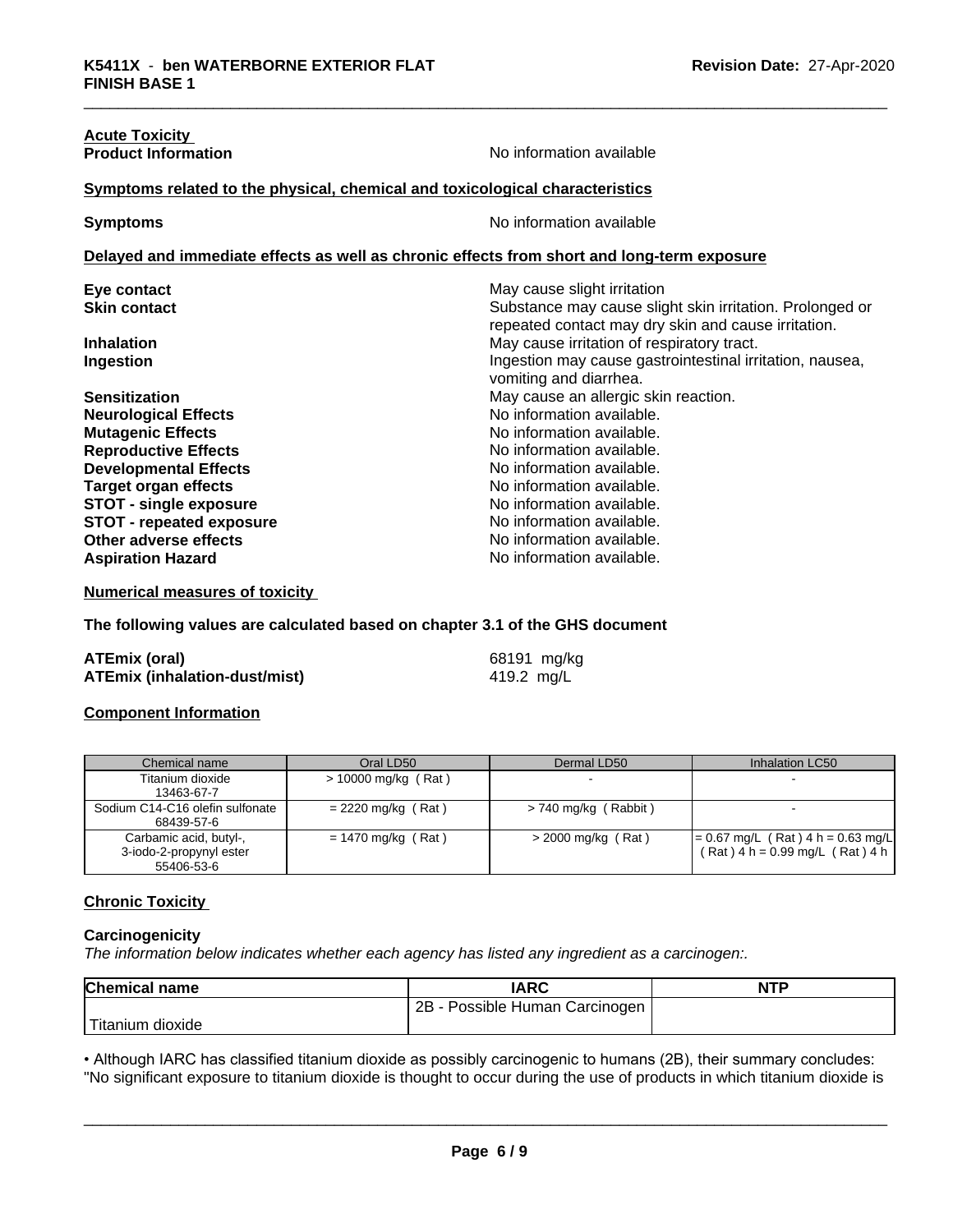**Acute Toxicity**

**Product Information** No information available

**Symptoms related to the physical, chemical and toxicological characteristics**

**Symptoms** No information available

**Delayed and immediate effects as well as chronic effects from short and long-term exposure**

| | |
|---|---|
| **Eye contact** | May cause slight irritation |
| **Skin contact** | Substance may cause slight skin irritation. Prolonged or repeated contact may dry skin and cause irritation. |
| **Inhalation** | May cause irritation of respiratory tract. |
| **Ingestion** | Ingestion may cause gastrointestinal irritation, nausea, vomiting and diarrhea. |
| **Sensitization** | May cause an allergic skin reaction. |
| **Neurological Effects** | No information available. |
| **Mutagenic Effects** | No information available. |
| **Reproductive Effects** | No information available. |
| **Developmental Effects** | No information available. |
| **Target organ effects** | No information available. |
| **STOT - single exposure** | No information available. |
| **STOT - repeated exposure** | No information available. |
| **Other adverse effects** | No information available. |
| **Aspiration Hazard** | No information available. |

**Numerical measures of toxicity**

**The following values are calculated based on chapter 3.1 of the GHS document**

| | |
|---|---|
| **ATEmix (oral)** | 68191 mg/kg |
| **ATEmix (inhalation-dust/mist)** | 419.2 mg/L |

**Component Information**

| Chemical name | Oral LD50 | Dermal LD50 | Inhalation LC50 |
|---|---|---|---|
| Titanium dioxide 13463-67-7 | > 10000 mg/kg ( Rat ) | - | - |
| Sodium C14-C16 olefin sulfonate 68439-57-6 | = 2220 mg/kg ( Rat ) | > 740 mg/kg ( Rabbit ) | - |
| Carbamic acid, butyl-, 3-iodo-2-propynyl ester 55406-53-6 | = 1470 mg/kg ( Rat ) | > 2000 mg/kg ( Rat ) | = 0.67 mg/L ( Rat ) 4 h = 0.63 mg/L ( Rat ) 4 h = 0.99 mg/L ( Rat ) 4 h |

**Chronic Toxicity**

**Carcinogenicity**

*The information below indicates whether each agency has listed any ingredient as a carcinogen:.*

| Chemical name | IARC | NTP |
|---|---|---|
| Titanium dioxide | 2B - Possible Human Carcinogen | |

• Although IARC has classified titanium dioxide as possibly carcinogenic to humans (2B), their summary concludes: "No significant exposure to titanium dioxide is thought to occur during the use of products in which titanium dioxide is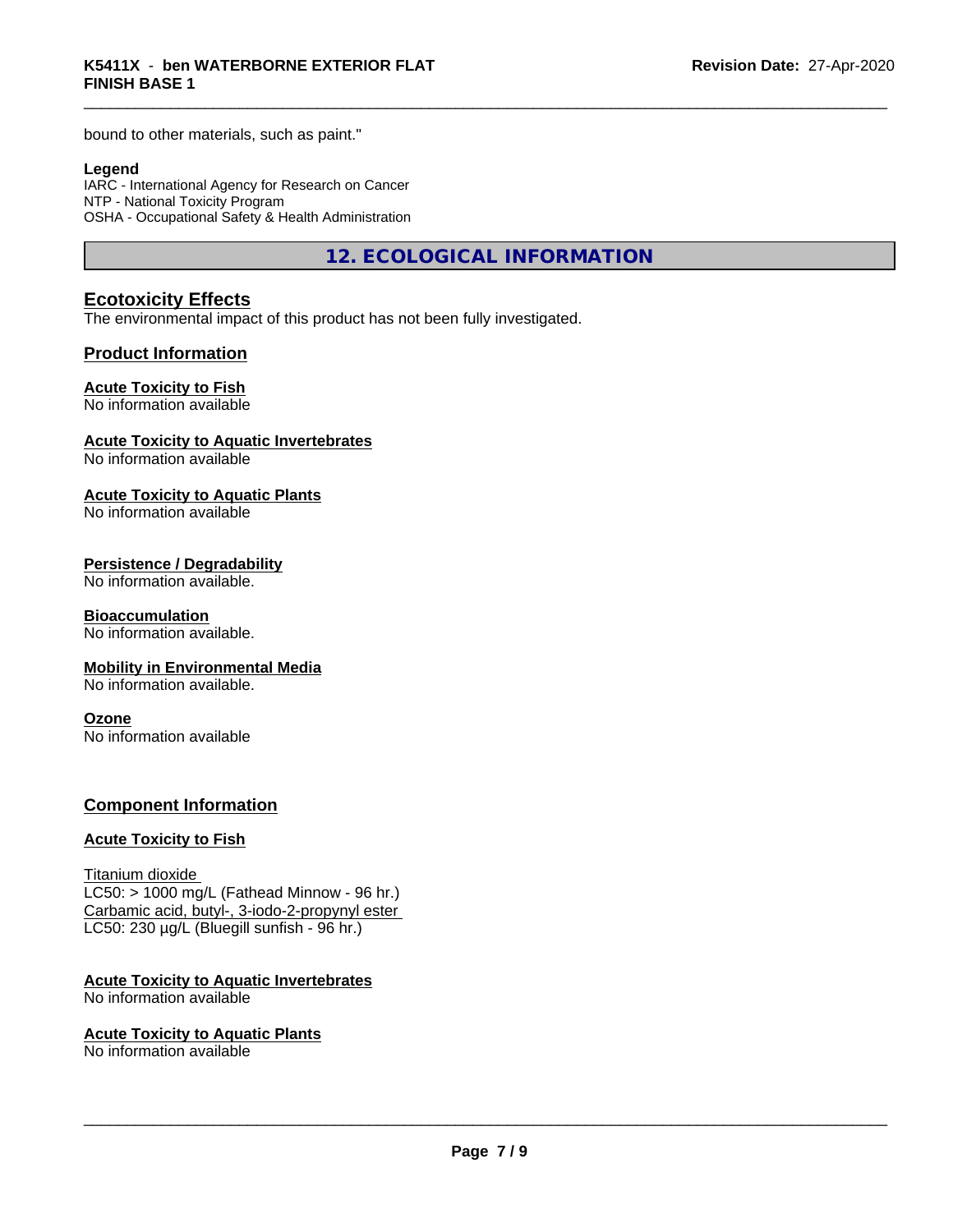bound to other materials, such as paint."

**Legend**
IARC - International Agency for Research on Cancer
NTP - National Toxicity Program
OSHA - Occupational Safety & Health Administration

## 12. ECOLOGICAL INFORMATION

### Ecotoxicity Effects

The environmental impact of this product has not been fully investigated.

### Product Information

**Acute Toxicity to Fish**
No information available

**Acute Toxicity to Aquatic Invertebrates**
No information available

**Acute Toxicity to Aquatic Plants**
No information available

**Persistence / Degradability**
No information available.

**Bioaccumulation**
No information available.

**Mobility in Environmental Media**
No information available.

**Ozone**
No information available

### Component Information

**Acute Toxicity to Fish**

Titanium dioxide
LC50: > 1000 mg/L (Fathead Minnow - 96 hr.)
Carbamic acid, butyl-, 3-iodo-2-propynyl ester
LC50: 230 µg/L (Bluegill sunfish - 96 hr.)

**Acute Toxicity to Aquatic Invertebrates**
No information available

**Acute Toxicity to Aquatic Plants**
No information available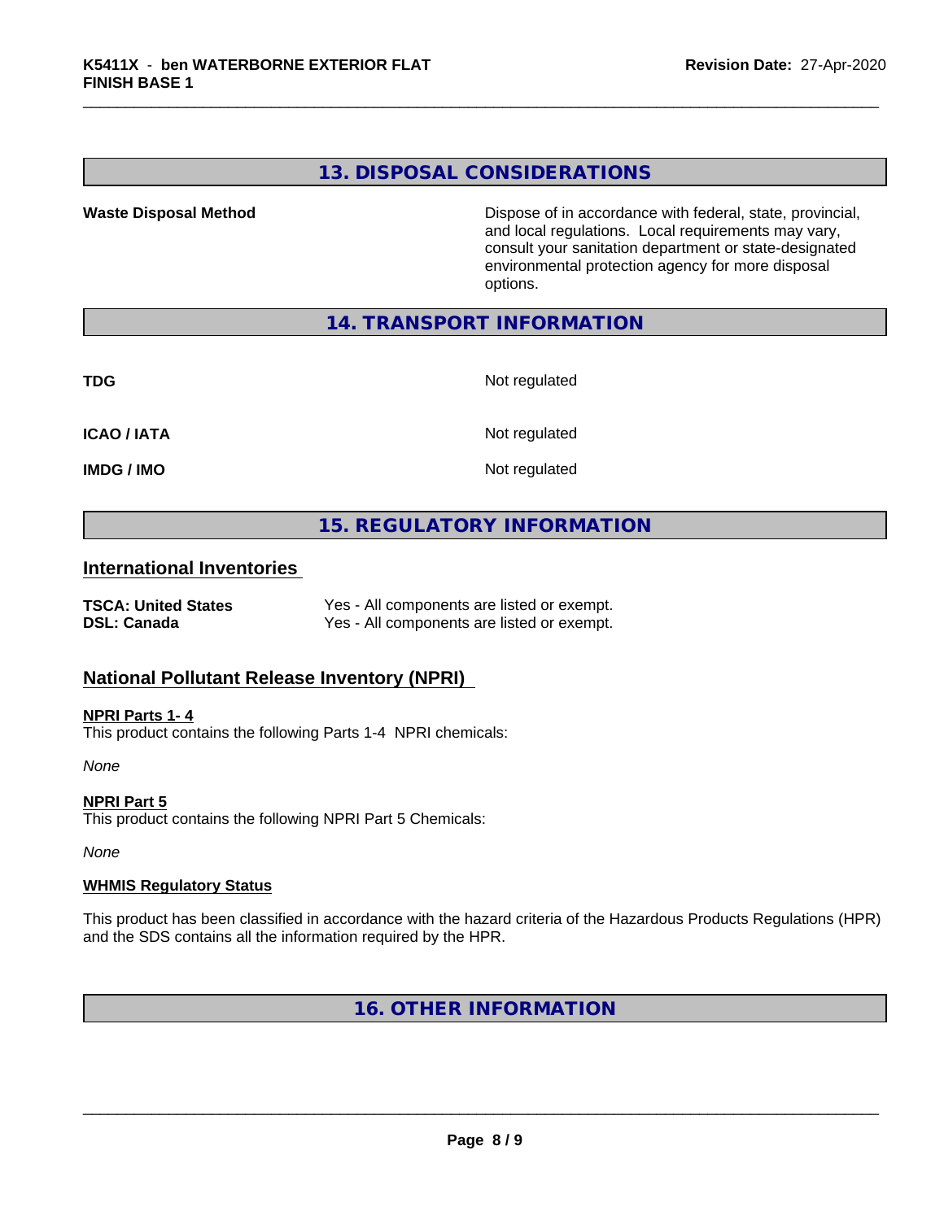## 13. DISPOSAL CONSIDERATIONS

| | |
|---|---|
| **Waste Disposal Method** | Dispose of in accordance with federal, state, provincial, and local regulations. Local requirements may vary, consult your sanitation department or state-designated environmental protection agency for more disposal options. |

## 14. TRANSPORT INFORMATION

| | |
|---|---|
| **TDG** | Not regulated |
| **ICAO / IATA** | Not regulated |
| **IMDG / IMO** | Not regulated |

## 15. REGULATORY INFORMATION

### International Inventories

| | |
|---|---|
| **TSCA: United States** | Yes - All components are listed or exempt. |
| **DSL: Canada** | Yes - All components are listed or exempt. |

### National Pollutant Release Inventory (NPRI)

**NPRI Parts 1- 4**

This product contains the following Parts 1-4 NPRI chemicals:

*None*

**NPRI Part 5**

This product contains the following NPRI Part 5 Chemicals:

*None*

**WHMIS Regulatory Status**

This product has been classified in accordance with the hazard criteria of the Hazardous Products Regulations (HPR) and the SDS contains all the information required by the HPR.

## 16. OTHER INFORMATION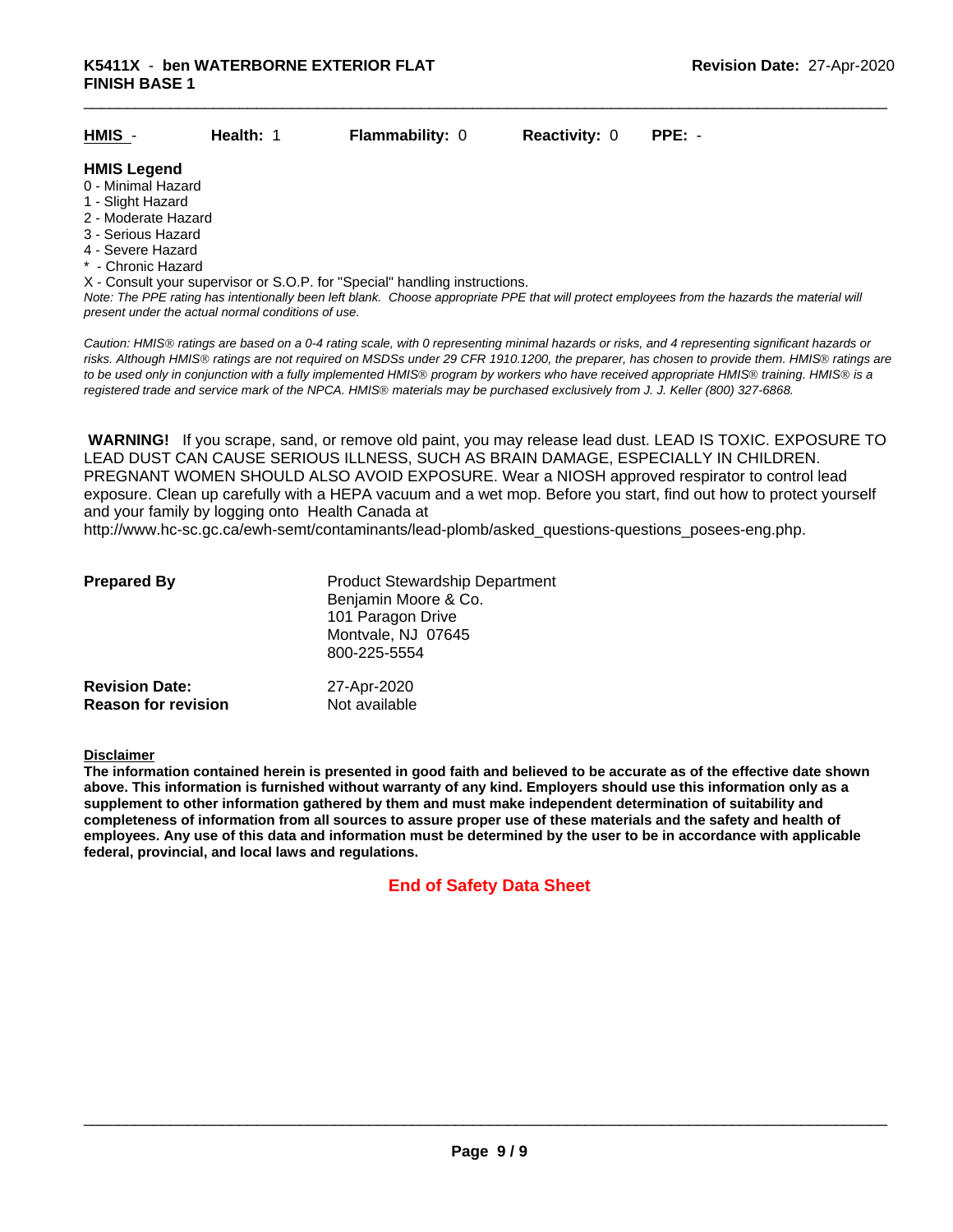| HMIS - | Health: 1 | Flammability: 0 | Reactivity: 0 | PPE: - |
|---|---|---|---|---|

**HMIS Legend**

0 - Minimal Hazard
1 - Slight Hazard
2 - Moderate Hazard
3 - Serious Hazard
4 - Severe Hazard
* - Chronic Hazard
X - Consult your supervisor or S.O.P. for "Special" handling instructions.

*Note: The PPE rating has intentionally been left blank. Choose appropriate PPE that will protect employees from the hazards the material will present under the actual normal conditions of use.*

*Caution: HMIS® ratings are based on a 0-4 rating scale, with 0 representing minimal hazards or risks, and 4 representing significant hazards or risks. Although HMIS® ratings are not required on MSDSs under 29 CFR 1910.1200, the preparer, has chosen to provide them. HMIS® ratings are to be used only in conjunction with a fully implemented HMIS® program by workers who have received appropriate HMIS® training. HMIS® is a registered trade and service mark of the NPCA. HMIS® materials may be purchased exclusively from J. J. Keller (800) 327-6868.*

**WARNING!** If you scrape, sand, or remove old paint, you may release lead dust. LEAD IS TOXIC. EXPOSURE TO LEAD DUST CAN CAUSE SERIOUS ILLNESS, SUCH AS BRAIN DAMAGE, ESPECIALLY IN CHILDREN. PREGNANT WOMEN SHOULD ALSO AVOID EXPOSURE. Wear a NIOSH approved respirator to control lead exposure. Clean up carefully with a HEPA vacuum and a wet mop. Before you start, find out how to protect yourself and your family by logging onto Health Canada at http://www.hc-sc.gc.ca/ewh-semt/contaminants/lead-plomb/asked_questions-questions_posees-eng.php.

| | |
|---|---|
| **Prepared By** | Product Stewardship Department<br>Benjamin Moore & Co.<br>101 Paragon Drive<br>Montvale, NJ 07645<br>800-225-5554 |
| **Revision Date:** | 27-Apr-2020 |
| **Reason for revision** | Not available |

**Disclaimer**

**The information contained herein is presented in good faith and believed to be accurate as of the effective date shown above. This information is furnished without warranty of any kind. Employers should use this information only as a supplement to other information gathered by them and must make independent determination of suitability and completeness of information from all sources to assure proper use of these materials and the safety and health of employees. Any use of this data and information must be determined by the user to be in accordance with applicable federal, provincial, and local laws and regulations.**

**End of Safety Data Sheet**